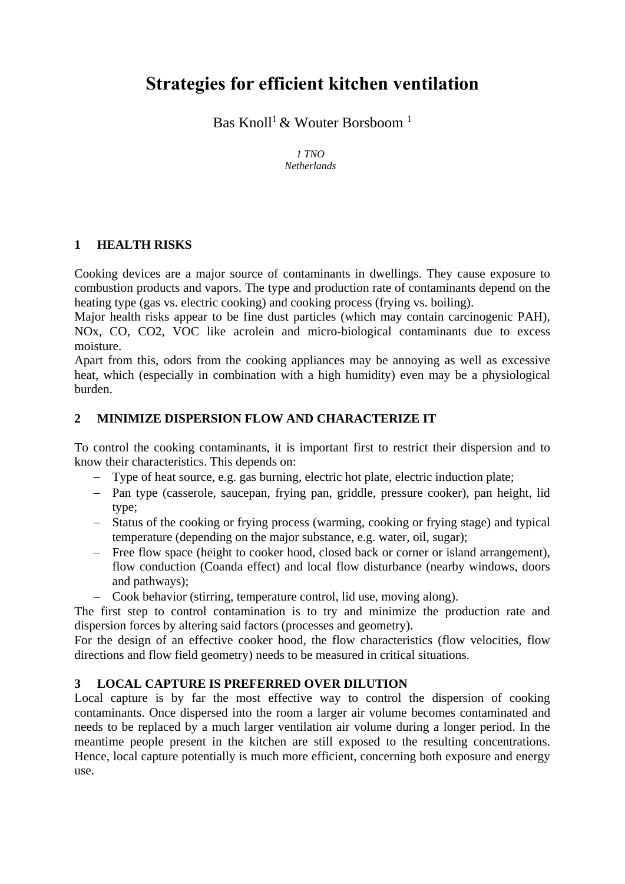# Strategies for efficient kitchen ventilation

Bas Knoll[1] & Wouter Borsboom [1]

*1 TNO*
*Netherlands*

## 1 HEALTH RISKS

Cooking devices are a major source of contaminants in dwellings. They cause exposure to combustion products and vapors. The type and production rate of contaminants depend on the heating type (gas vs. electric cooking) and cooking process (frying vs. boiling).
Major health risks appear to be fine dust particles (which may contain carcinogenic PAH), NOx, CO, CO2, VOC like acrolein and micro-biological contaminants due to excess moisture.
Apart from this, odors from the cooking appliances may be annoying as well as excessive heat, which (especially in combination with a high humidity) even may be a physiological burden.

## 2 MINIMIZE DISPERSION FLOW AND CHARACTERIZE IT

To control the cooking contaminants, it is important first to restrict their dispersion and to know their characteristics. This depends on:

- Type of heat source, e.g. gas burning, electric hot plate, electric induction plate;
- Pan type (casserole, saucepan, frying pan, griddle, pressure cooker), pan height, lid type;
- Status of the cooking or frying process (warming, cooking or frying stage) and typical temperature (depending on the major substance, e.g. water, oil, sugar);
- Free flow space (height to cooker hood, closed back or corner or island arrangement), flow conduction (Coanda effect) and local flow disturbance (nearby windows, doors and pathways);
- Cook behavior (stirring, temperature control, lid use, moving along).

The first step to control contamination is to try and minimize the production rate and dispersion forces by altering said factors (processes and geometry).
For the design of an effective cooker hood, the flow characteristics (flow velocities, flow directions and flow field geometry) needs to be measured in critical situations.

## 3 LOCAL CAPTURE IS PREFERRED OVER DILUTION

Local capture is by far the most effective way to control the dispersion of cooking contaminants. Once dispersed into the room a larger air volume becomes contaminated and needs to be replaced by a much larger ventilation air volume during a longer period. In the meantime people present in the kitchen are still exposed to the resulting concentrations. Hence, local capture potentially is much more efficient, concerning both exposure and energy use.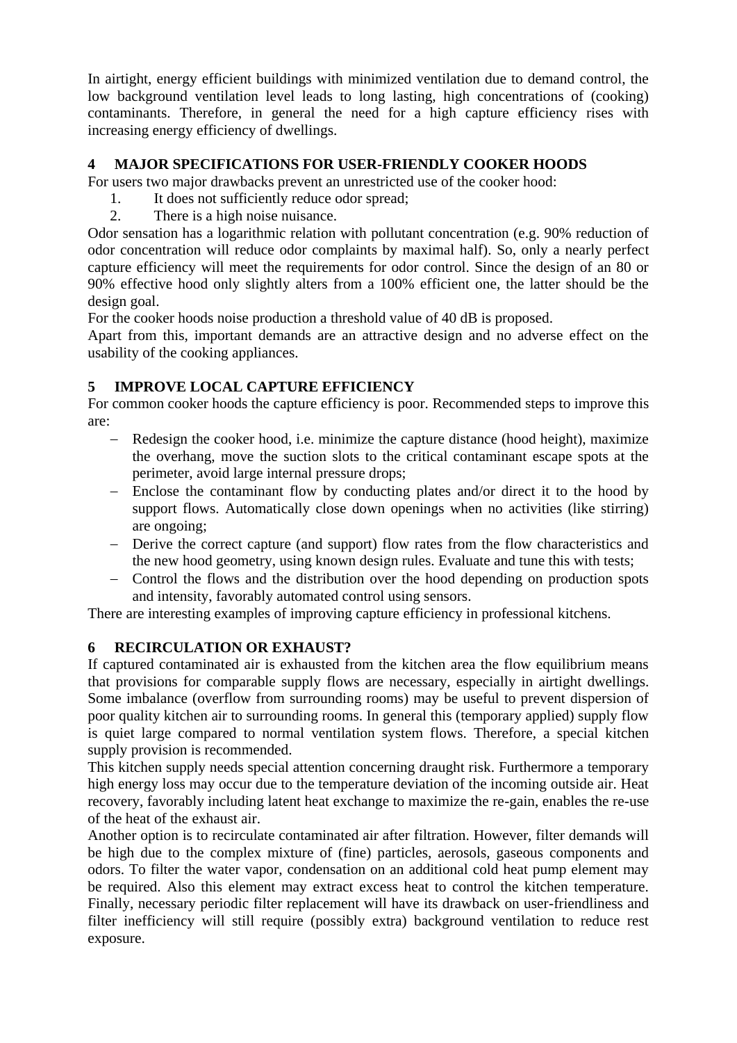In airtight, energy efficient buildings with minimized ventilation due to demand control, the low background ventilation level leads to long lasting, high concentrations of (cooking) contaminants. Therefore, in general the need for a high capture efficiency rises with increasing energy efficiency of dwellings.

## 4 MAJOR SPECIFICATIONS FOR USER-FRIENDLY COOKER HOODS

For users two major drawbacks prevent an unrestricted use of the cooker hood:

1. It does not sufficiently reduce odor spread;
2. There is a high noise nuisance.

Odor sensation has a logarithmic relation with pollutant concentration (e.g. 90% reduction of odor concentration will reduce odor complaints by maximal half). So, only a nearly perfect capture efficiency will meet the requirements for odor control. Since the design of an 80 or 90% effective hood only slightly alters from a 100% efficient one, the latter should be the design goal.

For the cooker hoods noise production a threshold value of 40 dB is proposed.

Apart from this, important demands are an attractive design and no adverse effect on the usability of the cooking appliances.

## 5 IMPROVE LOCAL CAPTURE EFFICIENCY

For common cooker hoods the capture efficiency is poor. Recommended steps to improve this are:

- Redesign the cooker hood, i.e. minimize the capture distance (hood height), maximize the overhang, move the suction slots to the critical contaminant escape spots at the perimeter, avoid large internal pressure drops;
- Enclose the contaminant flow by conducting plates and/or direct it to the hood by support flows. Automatically close down openings when no activities (like stirring) are ongoing;
- Derive the correct capture (and support) flow rates from the flow characteristics and the new hood geometry, using known design rules. Evaluate and tune this with tests;
- Control the flows and the distribution over the hood depending on production spots and intensity, favorably automated control using sensors.

There are interesting examples of improving capture efficiency in professional kitchens.

## 6 RECIRCULATION OR EXHAUST?

If captured contaminated air is exhausted from the kitchen area the flow equilibrium means that provisions for comparable supply flows are necessary, especially in airtight dwellings. Some imbalance (overflow from surrounding rooms) may be useful to prevent dispersion of poor quality kitchen air to surrounding rooms. In general this (temporary applied) supply flow is quiet large compared to normal ventilation system flows. Therefore, a special kitchen supply provision is recommended.

This kitchen supply needs special attention concerning draught risk. Furthermore a temporary high energy loss may occur due to the temperature deviation of the incoming outside air. Heat recovery, favorably including latent heat exchange to maximize the re-gain, enables the re-use of the heat of the exhaust air.

Another option is to recirculate contaminated air after filtration. However, filter demands will be high due to the complex mixture of (fine) particles, aerosols, gaseous components and odors. To filter the water vapor, condensation on an additional cold heat pump element may be required. Also this element may extract excess heat to control the kitchen temperature. Finally, necessary periodic filter replacement will have its drawback on user-friendliness and filter inefficiency will still require (possibly extra) background ventilation to reduce rest exposure.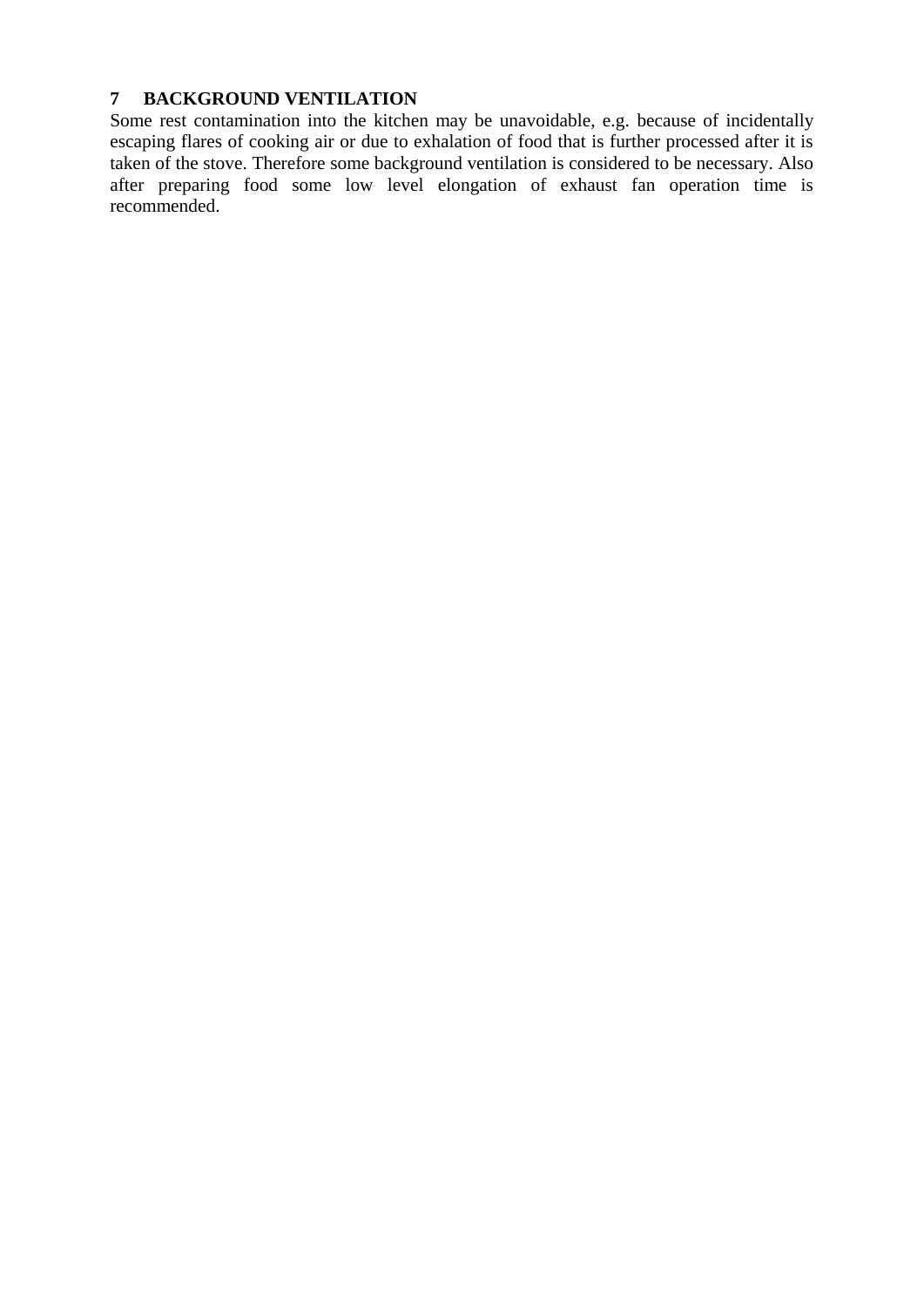## 7 BACKGROUND VENTILATION

Some rest contamination into the kitchen may be unavoidable, e.g. because of incidentally escaping flares of cooking air or due to exhalation of food that is further processed after it is taken of the stove. Therefore some background ventilation is considered to be necessary. Also after preparing food some low level elongation of exhaust fan operation time is recommended.